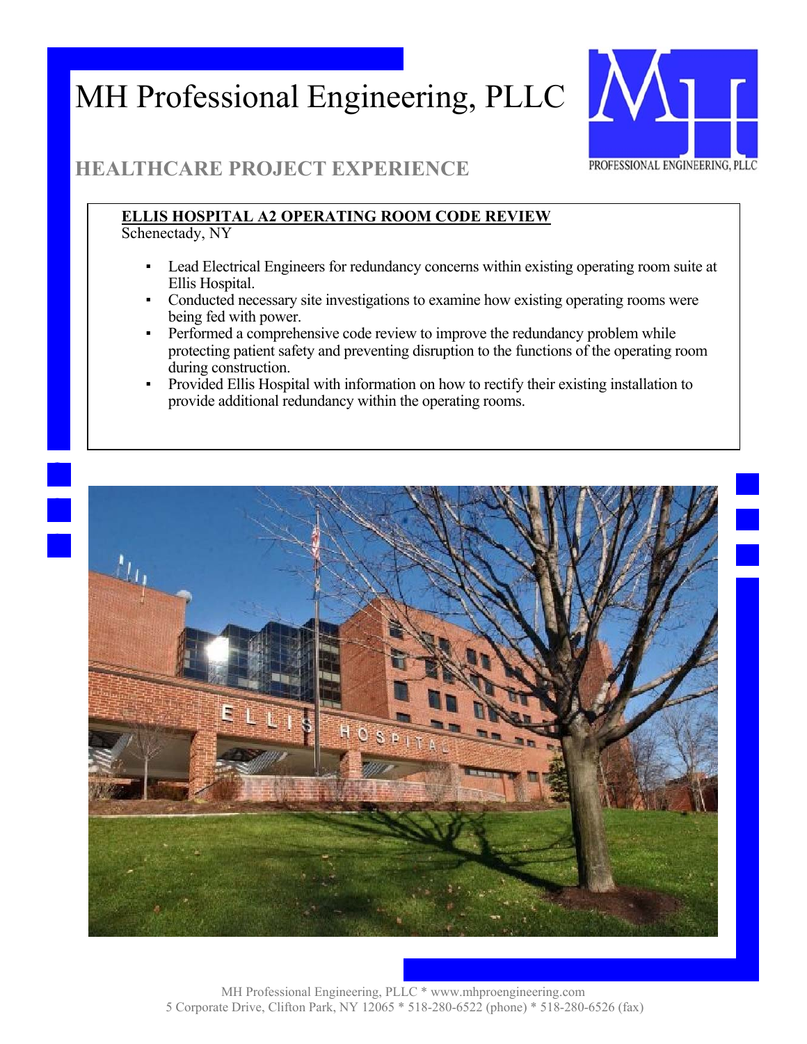# MH Professional Engineering, PLLC

PROFESSIONAL ENGINEERING, PLLC

## HEALTHCARE PROJECT EXPERIENCE

**ELLIS HOSPITAL A2 OPERATING ROOM CODE REVIEW**
Schenectady, NY

- Lead Electrical Engineers for redundancy concerns within existing operating room suite at Ellis Hospital.
- Conducted necessary site investigations to examine how existing operating rooms were being fed with power.
- Performed a comprehensive code review to improve the redundancy problem while protecting patient safety and preventing disruption to the functions of the operating room during construction.
- Provided Ellis Hospital with information on how to rectify their existing installation to provide additional redundancy within the operating rooms.

MH Professional Engineering, PLLC * www.mhproengineering.com
5 Corporate Drive, Clifton Park, NY 12065 * 518-280-6522 (phone) * 518-280-6526 (fax)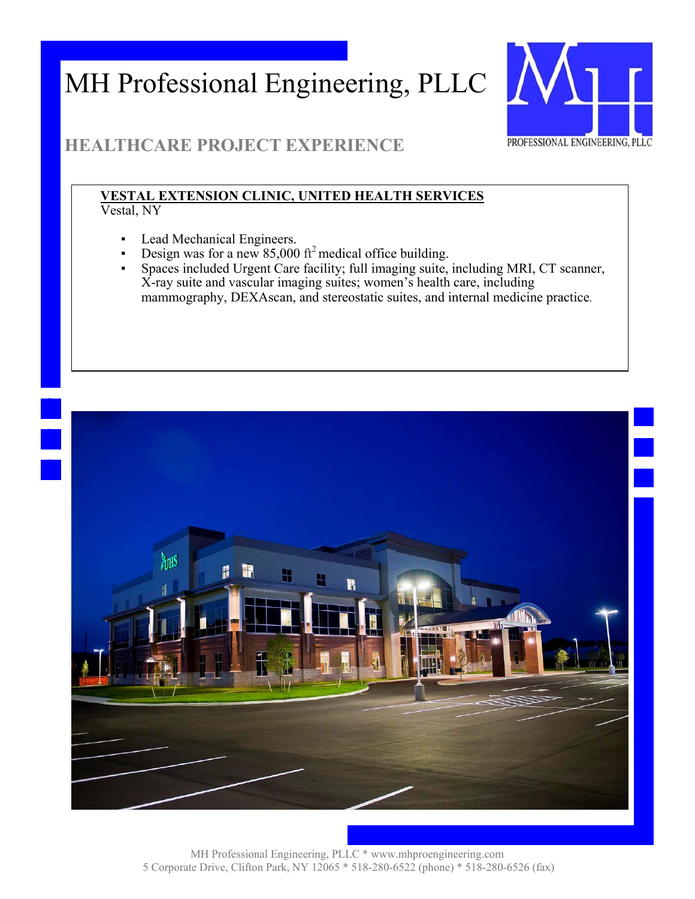# MH Professional Engineering, PLLC

## HEALTHCARE PROJECT EXPERIENCE

**VESTAL EXTENSION CLINIC, UNITED HEALTH SERVICES**
Vestal, NY

- Lead Mechanical Engineers.
- Design was for a new 85,000 $ft^2$ medical office building.
- Spaces included Urgent Care facility; full imaging suite, including MRI, CT scanner, X-ray suite and vascular imaging suites; women's health care, including mammography, DEXAscan, and stereostatic suites, and internal medicine practice.

MH Professional Engineering, PLLC * www.mhproengineering.com
5 Corporate Drive, Clifton Park, NY 12065 * 518-280-6522 (phone) * 518-280-6526 (fax)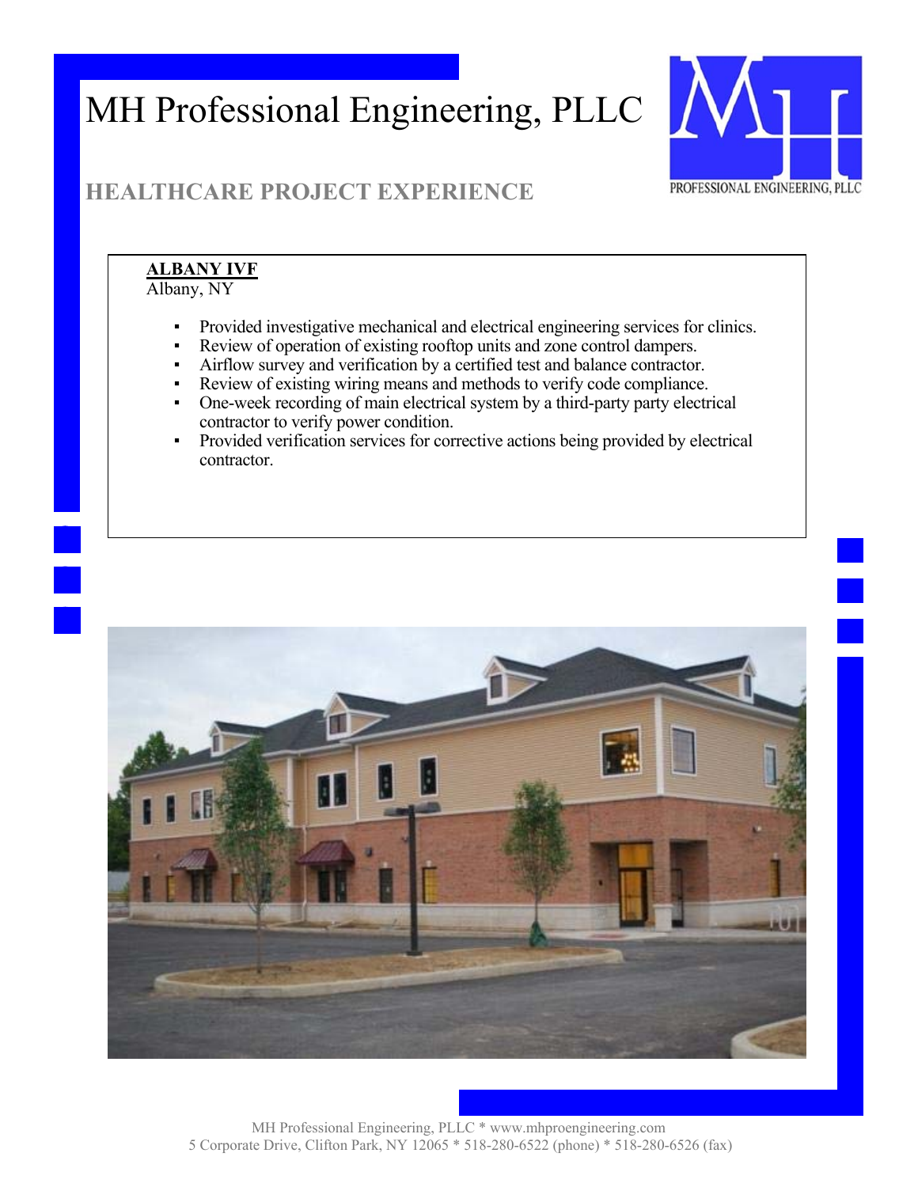# MH Professional Engineering, PLLC

PROFESSIONAL ENGINEERING, PLLC

## HEALTHCARE PROJECT EXPERIENCE

**ALBANY IVF**
Albany, NY

- Provided investigative mechanical and electrical engineering services for clinics.
- Review of operation of existing rooftop units and zone control dampers.
- Airflow survey and verification by a certified test and balance contractor.
- Review of existing wiring means and methods to verify code compliance.
- One-week recording of main electrical system by a third-party party electrical contractor to verify power condition.
- Provided verification services for corrective actions being provided by electrical contractor.

MH Professional Engineering, PLLC * www.mhproengineering.com
5 Corporate Drive, Clifton Park, NY 12065 * 518-280-6522 (phone) * 518-280-6526 (fax)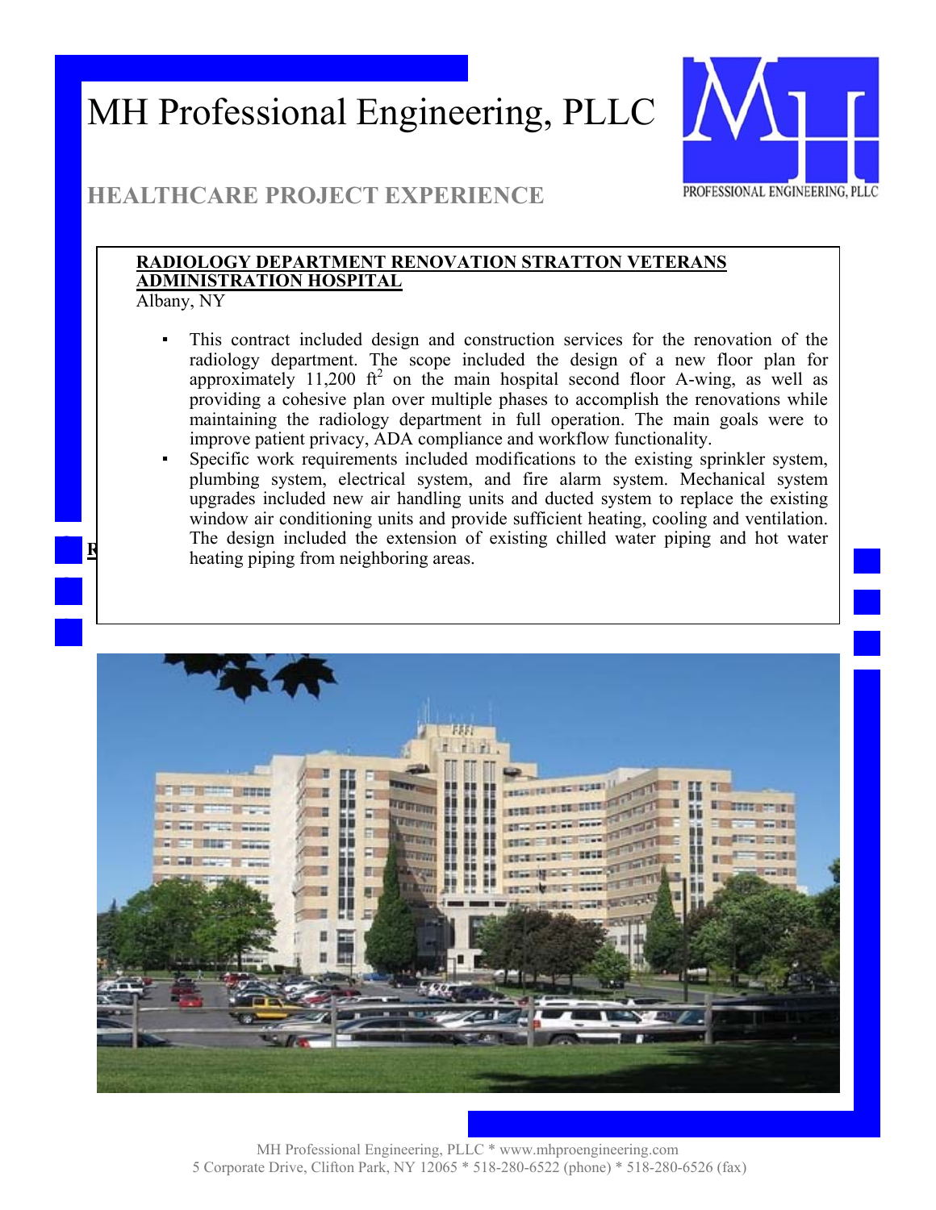# MH Professional Engineering, PLLC

## HEALTHCARE PROJECT EXPERIENCE

**RADIOLOGY DEPARTMENT RENOVATION STRATTON VETERANS ADMINISTRATION HOSPITAL**

Albany, NY

- This contract included design and construction services for the renovation of the radiology department. The scope included the design of a new floor plan for approximately 11,200 $ft^2$ on the main hospital second floor A-wing, as well as providing a cohesive plan over multiple phases to accomplish the renovations while maintaining the radiology department in full operation. The main goals were to improve patient privacy, ADA compliance and workflow functionality.
- Specific work requirements included modifications to the existing sprinkler system, plumbing system, electrical system, and fire alarm system. Mechanical system upgrades included new air handling units and ducted system to replace the existing window air conditioning units and provide sufficient heating, cooling and ventilation. The design included the extension of existing chilled water piping and hot water heating piping from neighboring areas.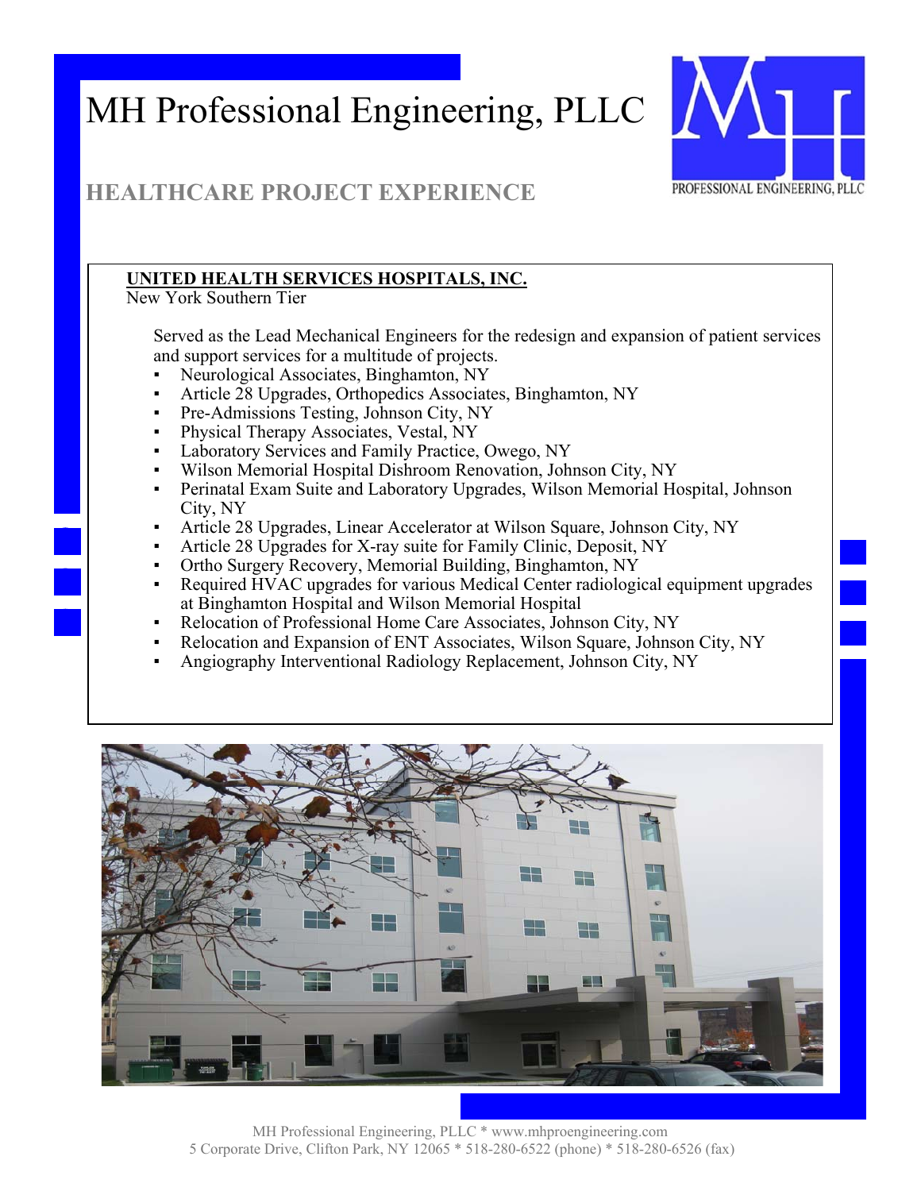# MH Professional Engineering, PLLC

## HEALTHCARE PROJECT EXPERIENCE

**UNITED HEALTH SERVICES HOSPITALS, INC.**
New York Southern Tier

Served as the Lead Mechanical Engineers for the redesign and expansion of patient services and support services for a multitude of projects.

- Neurological Associates, Binghamton, NY
- Article 28 Upgrades, Orthopedics Associates, Binghamton, NY
- Pre-Admissions Testing, Johnson City, NY
- Physical Therapy Associates, Vestal, NY
- Laboratory Services and Family Practice, Owego, NY
- Wilson Memorial Hospital Dishroom Renovation, Johnson City, NY
- Perinatal Exam Suite and Laboratory Upgrades, Wilson Memorial Hospital, Johnson City, NY
- Article 28 Upgrades, Linear Accelerator at Wilson Square, Johnson City, NY
- Article 28 Upgrades for X-ray suite for Family Clinic, Deposit, NY
- Ortho Surgery Recovery, Memorial Building, Binghamton, NY
- Required HVAC upgrades for various Medical Center radiological equipment upgrades at Binghamton Hospital and Wilson Memorial Hospital
- Relocation of Professional Home Care Associates, Johnson City, NY
- Relocation and Expansion of ENT Associates, Wilson Square, Johnson City, NY
- Angiography Interventional Radiology Replacement, Johnson City, NY

MH Professional Engineering, PLLC * www.mhproengineering.com
5 Corporate Drive, Clifton Park, NY 12065 * 518-280-6522 (phone) * 518-280-6526 (fax)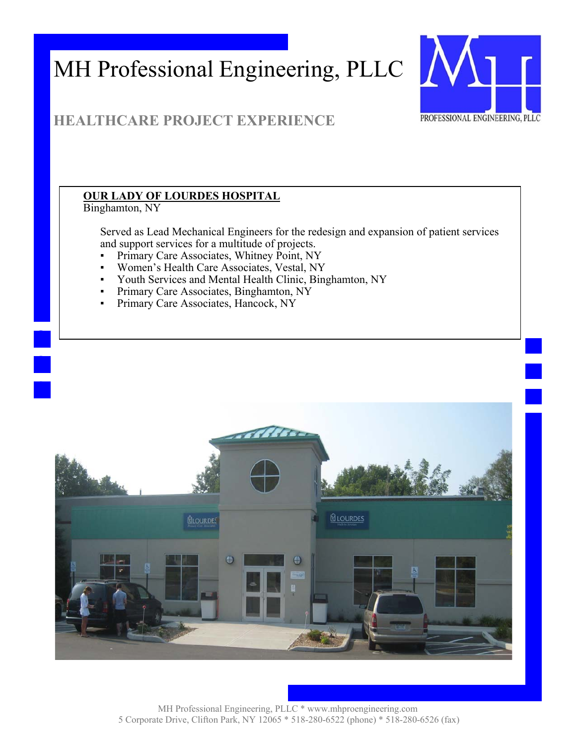# MH Professional Engineering, PLLC

PROFESSIONAL ENGINEERING, PLLC

## HEALTHCARE PROJECT EXPERIENCE

**OUR LADY OF LOURDES HOSPITAL**
Binghamton, NY

Served as Lead Mechanical Engineers for the redesign and expansion of patient services and support services for a multitude of projects.

- Primary Care Associates, Whitney Point, NY
- Women's Health Care Associates, Vestal, NY
- Youth Services and Mental Health Clinic, Binghamton, NY
- Primary Care Associates, Binghamton, NY
- Primary Care Associates, Hancock, NY

MH Professional Engineering, PLLC * www.mhproengineering.com
5 Corporate Drive, Clifton Park, NY 12065 * 518-280-6522 (phone) * 518-280-6526 (fax)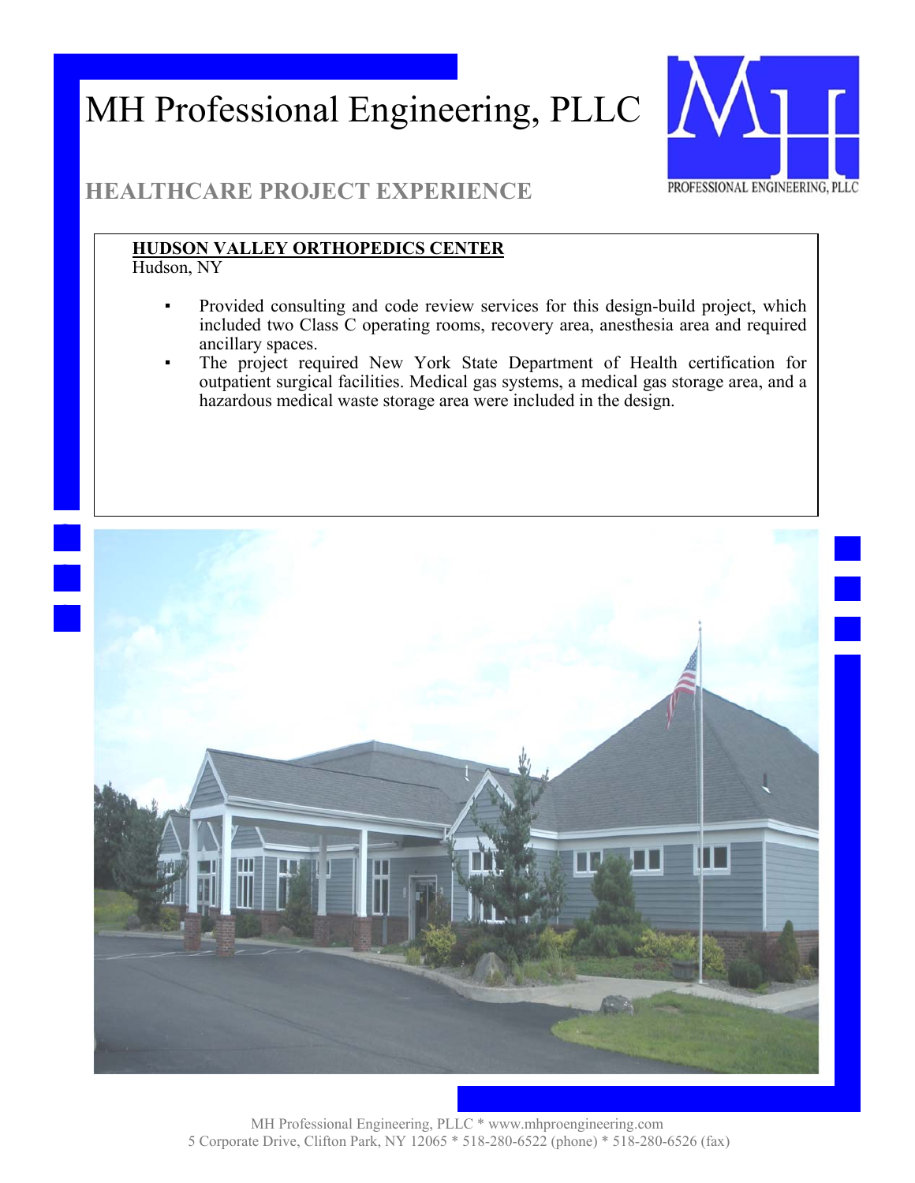# MH Professional Engineering, PLLC

PROFESSIONAL ENGINEERING, PLLC

## HEALTHCARE PROJECT EXPERIENCE

**HUDSON VALLEY ORTHOPEDICS CENTER**
Hudson, NY

- Provided consulting and code review services for this design-build project, which included two Class C operating rooms, recovery area, anesthesia area and required ancillary spaces.
- The project required New York State Department of Health certification for outpatient surgical facilities. Medical gas systems, a medical gas storage area, and a hazardous medical waste storage area were included in the design.

MH Professional Engineering, PLLC * www.mhproengineering.com
5 Corporate Drive, Clifton Park, NY 12065 * 518-280-6522 (phone) * 518-280-6526 (fax)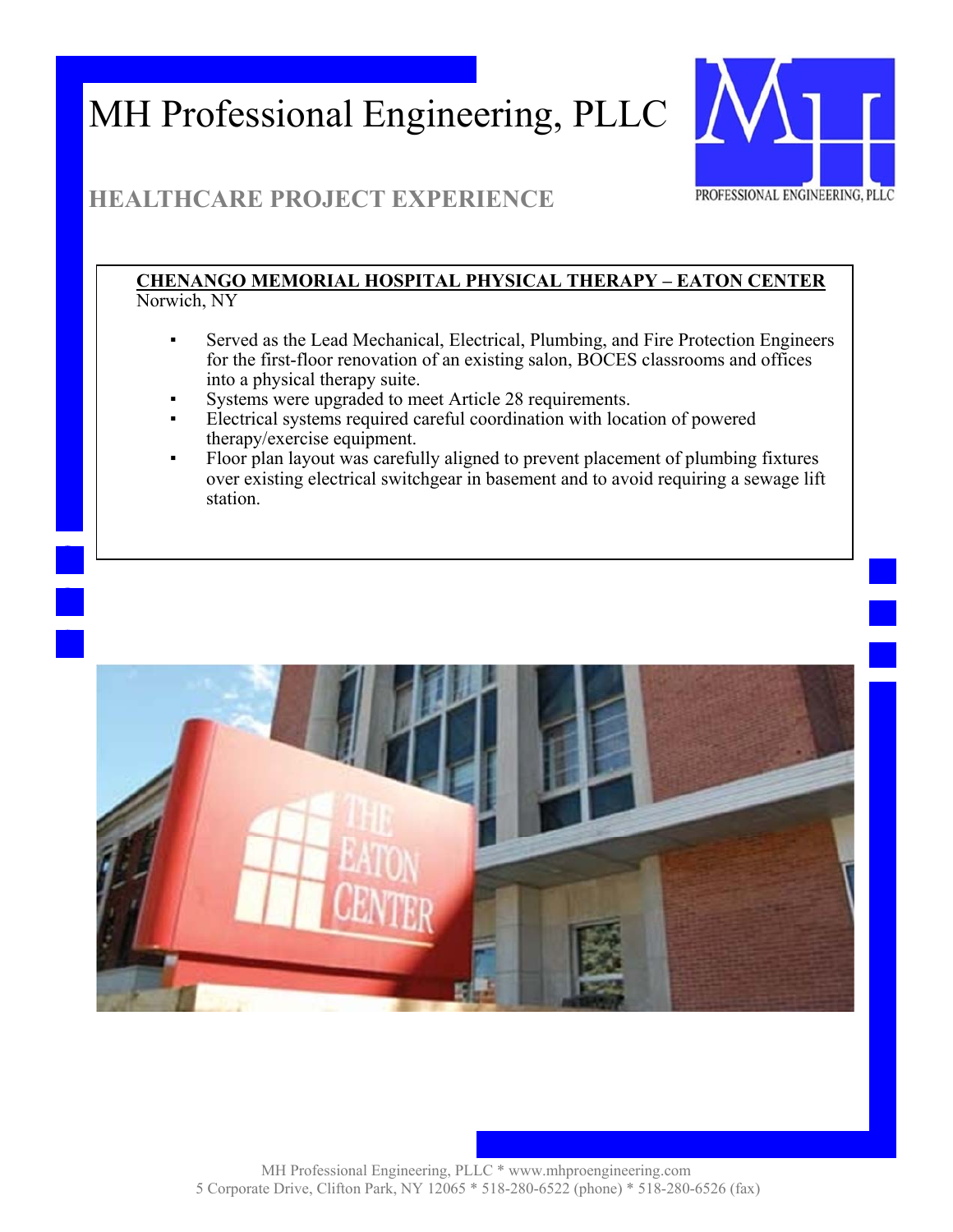# MH Professional Engineering, PLLC

## HEALTHCARE PROJECT EXPERIENCE

**CHENANGO MEMORIAL HOSPITAL PHYSICAL THERAPY – EATON CENTER**
Norwich, NY

- Served as the Lead Mechanical, Electrical, Plumbing, and Fire Protection Engineers for the first-floor renovation of an existing salon, BOCES classrooms and offices into a physical therapy suite.
- Systems were upgraded to meet Article 28 requirements.
- Electrical systems required careful coordination with location of powered therapy/exercise equipment.
- Floor plan layout was carefully aligned to prevent placement of plumbing fixtures over existing electrical switchgear in basement and to avoid requiring a sewage lift station.

MH Professional Engineering, PLLC * www.mhproengineering.com
5 Corporate Drive, Clifton Park, NY 12065 * 518-280-6522 (phone) * 518-280-6526 (fax)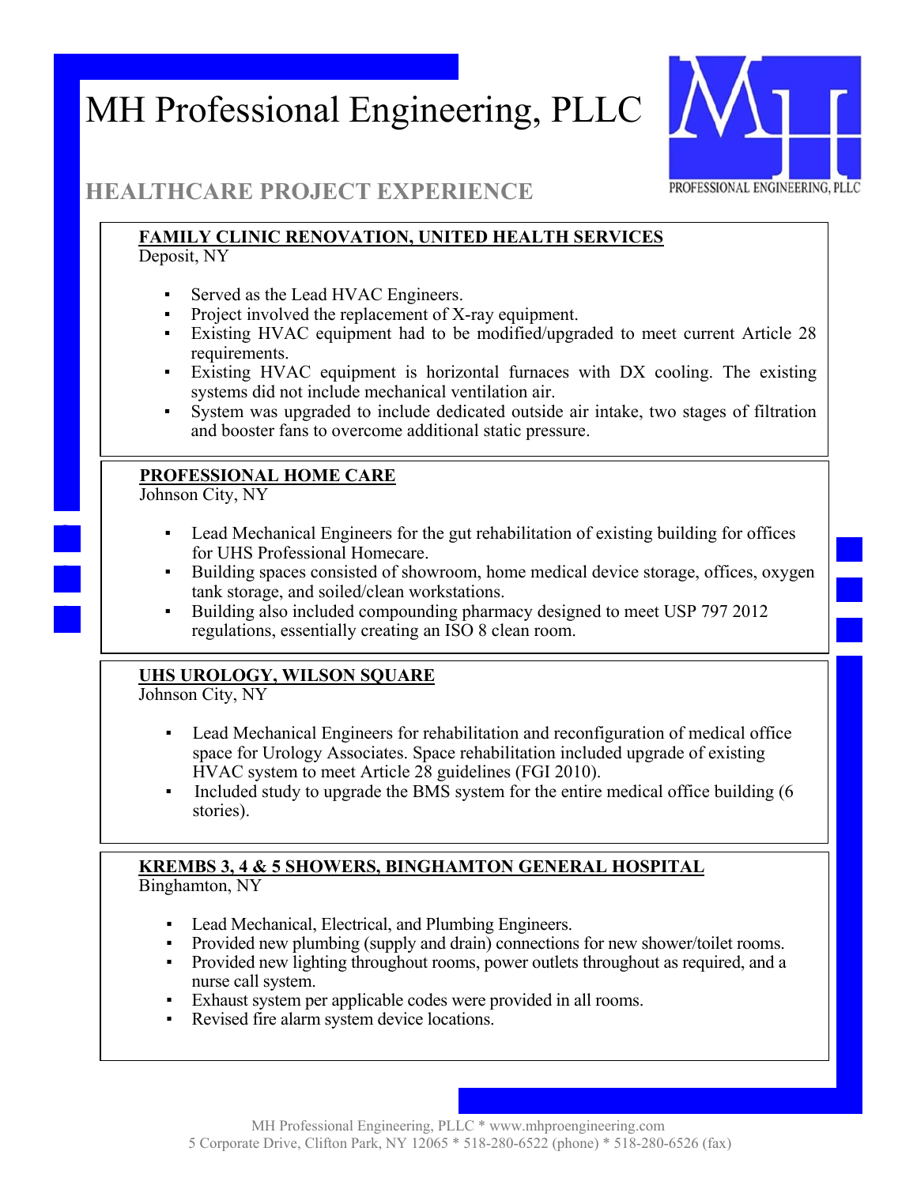# MH Professional Engineering, PLLC

## HEALTHCARE PROJECT EXPERIENCE

**FAMILY CLINIC RENOVATION, UNITED HEALTH SERVICES**
Deposit, NY

- Served as the Lead HVAC Engineers.
- Project involved the replacement of X-ray equipment.
- Existing HVAC equipment had to be modified/upgraded to meet current Article 28 requirements.
- Existing HVAC equipment is horizontal furnaces with DX cooling. The existing systems did not include mechanical ventilation air.
- System was upgraded to include dedicated outside air intake, two stages of filtration and booster fans to overcome additional static pressure.

**PROFESSIONAL HOME CARE**
Johnson City, NY

- Lead Mechanical Engineers for the gut rehabilitation of existing building for offices for UHS Professional Homecare.
- Building spaces consisted of showroom, home medical device storage, offices, oxygen tank storage, and soiled/clean workstations.
- Building also included compounding pharmacy designed to meet USP 797 2012 regulations, essentially creating an ISO 8 clean room.

**UHS UROLOGY, WILSON SQUARE**
Johnson City, NY

- Lead Mechanical Engineers for rehabilitation and reconfiguration of medical office space for Urology Associates. Space rehabilitation included upgrade of existing HVAC system to meet Article 28 guidelines (FGI 2010).
- Included study to upgrade the BMS system for the entire medical office building (6 stories).

**KREMBS 3, 4 & 5 SHOWERS, BINGHAMTON GENERAL HOSPITAL**
Binghamton, NY

- Lead Mechanical, Electrical, and Plumbing Engineers.
- Provided new plumbing (supply and drain) connections for new shower/toilet rooms.
- Provided new lighting throughout rooms, power outlets throughout as required, and a nurse call system.
- Exhaust system per applicable codes were provided in all rooms.
- Revised fire alarm system device locations.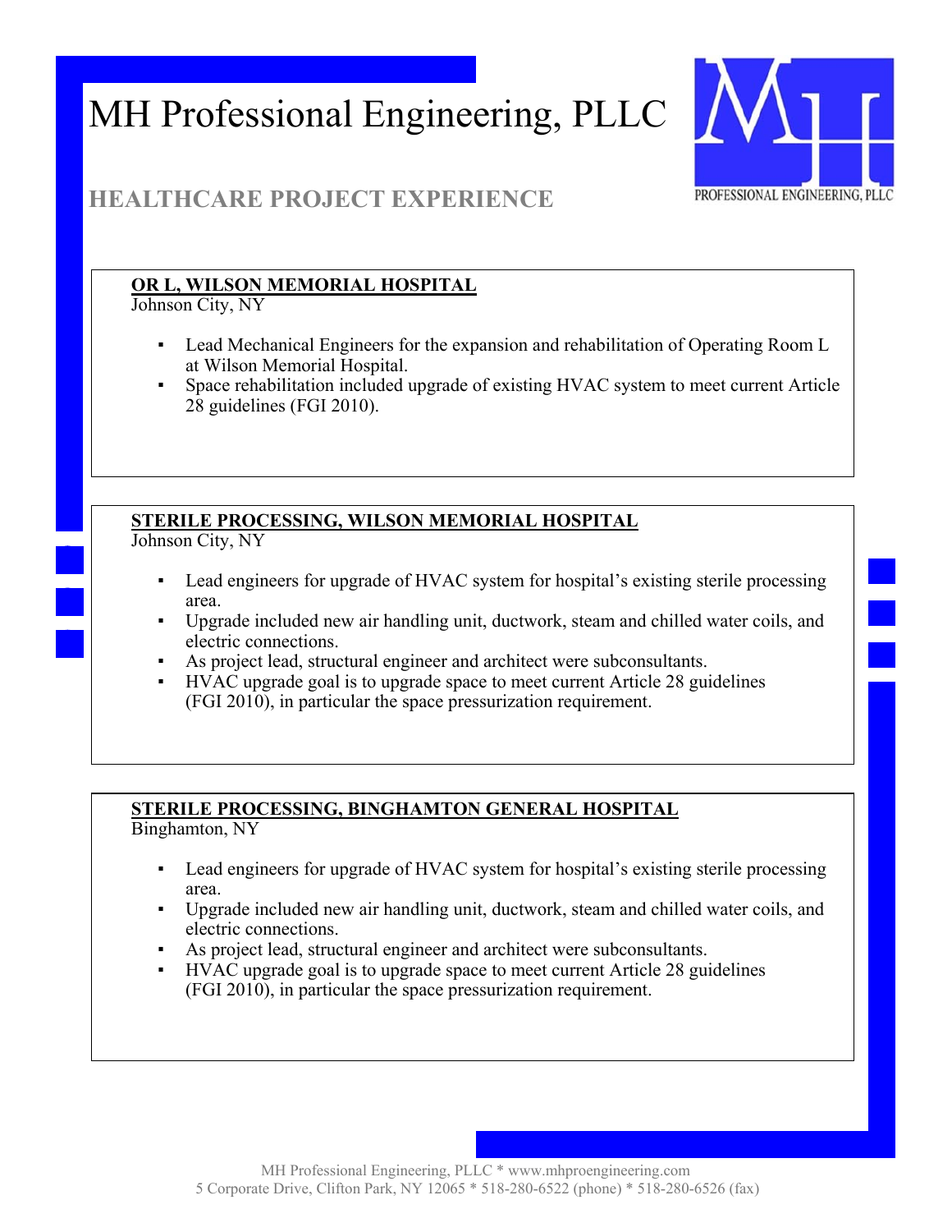# MH Professional Engineering, PLLC

## HEALTHCARE PROJECT EXPERIENCE

**OR L, WILSON MEMORIAL HOSPITAL**
Johnson City, NY

- Lead Mechanical Engineers for the expansion and rehabilitation of Operating Room L at Wilson Memorial Hospital.
- Space rehabilitation included upgrade of existing HVAC system to meet current Article 28 guidelines (FGI 2010).

**STERILE PROCESSING, WILSON MEMORIAL HOSPITAL**
Johnson City, NY

- Lead engineers for upgrade of HVAC system for hospital's existing sterile processing area.
- Upgrade included new air handling unit, ductwork, steam and chilled water coils, and electric connections.
- As project lead, structural engineer and architect were subconsultants.
- HVAC upgrade goal is to upgrade space to meet current Article 28 guidelines (FGI 2010), in particular the space pressurization requirement.

**STERILE PROCESSING, BINGHAMTON GENERAL HOSPITAL**
Binghamton, NY

- Lead engineers for upgrade of HVAC system for hospital's existing sterile processing area.
- Upgrade included new air handling unit, ductwork, steam and chilled water coils, and electric connections.
- As project lead, structural engineer and architect were subconsultants.
- HVAC upgrade goal is to upgrade space to meet current Article 28 guidelines (FGI 2010), in particular the space pressurization requirement.